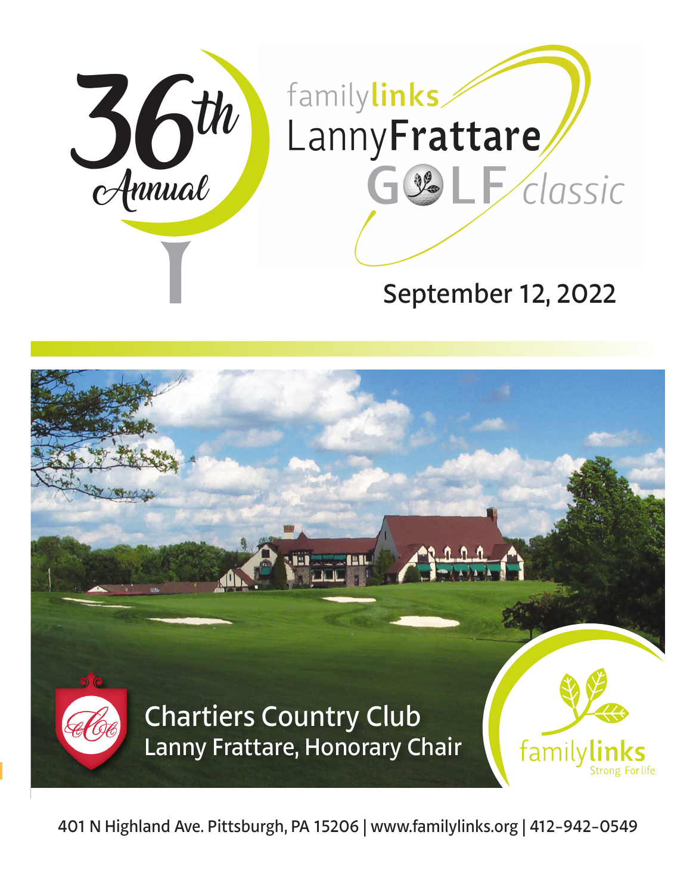# 36th Annual

# familylinks Lanny Frattare GOLF classic

## September 12, 2022

Chartiers Country Club
Lanny Frattare, Honorary Chair

familylinks
Strong. For life.

401 N Highland Ave. Pittsburgh, PA 15206 | www.familylinks.org | 412-942-0549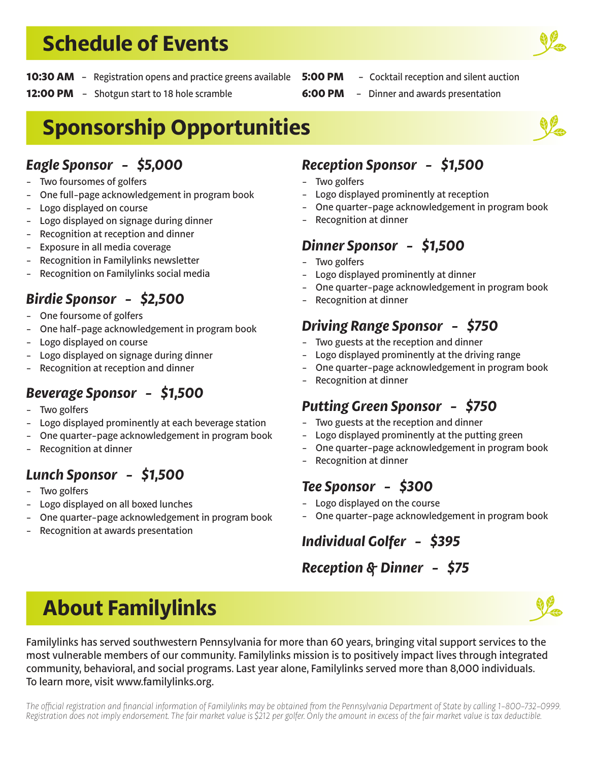## Schedule of Events

**10:30 AM** – Registration opens and practice greens available

**12:00 PM** – Shotgun start to 18 hole scramble

**5:00 PM** – Cocktail reception and silent auction

**6:00 PM** – Dinner and awards presentation

## Sponsorship Opportunities

### *Eagle Sponsor – $5,000*

- Two foursomes of golfers
- One full-page acknowledgement in program book
- Logo displayed on course
- Logo displayed on signage during dinner
- Recognition at reception and dinner
- Exposure in all media coverage
- Recognition in Familylinks newsletter
- Recognition on Familylinks social media

### *Birdie Sponsor – $2,500*

- One foursome of golfers
- One half-page acknowledgement in program book
- Logo displayed on course
- Logo displayed on signage during dinner
- Recognition at reception and dinner

### *Beverage Sponsor – $1,500*

- Two golfers
- Logo displayed prominently at each beverage station
- One quarter-page acknowledgement in program book
- Recognition at dinner

### *Lunch Sponsor – $1,500*

- Two golfers
- Logo displayed on all boxed lunches
- One quarter-page acknowledgement in program book
- Recognition at awards presentation

### *Reception Sponsor – $1,500*

- Two golfers
- Logo displayed prominently at reception
- One quarter-page acknowledgement in program book
- Recognition at dinner

### *Dinner Sponsor – $1,500*

- Two golfers
- Logo displayed prominently at dinner
- One quarter-page acknowledgement in program book
- Recognition at dinner

### *Driving Range Sponsor – $750*

- Two guests at the reception and dinner
- Logo displayed prominently at the driving range
- One quarter-page acknowledgement in program book
- Recognition at dinner

### *Putting Green Sponsor – $750*

- Two guests at the reception and dinner
- Logo displayed prominently at the putting green
- One quarter-page acknowledgement in program book
- Recognition at dinner

### *Tee Sponsor – $300*

- Logo displayed on the course
- One quarter-page acknowledgement in program book

### *Individual Golfer – $395*

### *Reception & Dinner – $75*

## About Familylinks

Familylinks has served southwestern Pennsylvania for more than 60 years, bringing vital support services to the most vulnerable members of our community. Familylinks mission is to positively impact lives through integrated community, behavioral, and social programs. Last year alone, Familylinks served more than 8,000 individuals. To learn more, visit www.familylinks.org.

*The official registration and financial information of Familylinks may be obtained from the Pennsylvania Department of State by calling 1-800-732-0999. Registration does not imply endorsement. The fair market value is $212 per golfer. Only the amount in excess of the fair market value is tax deductible.*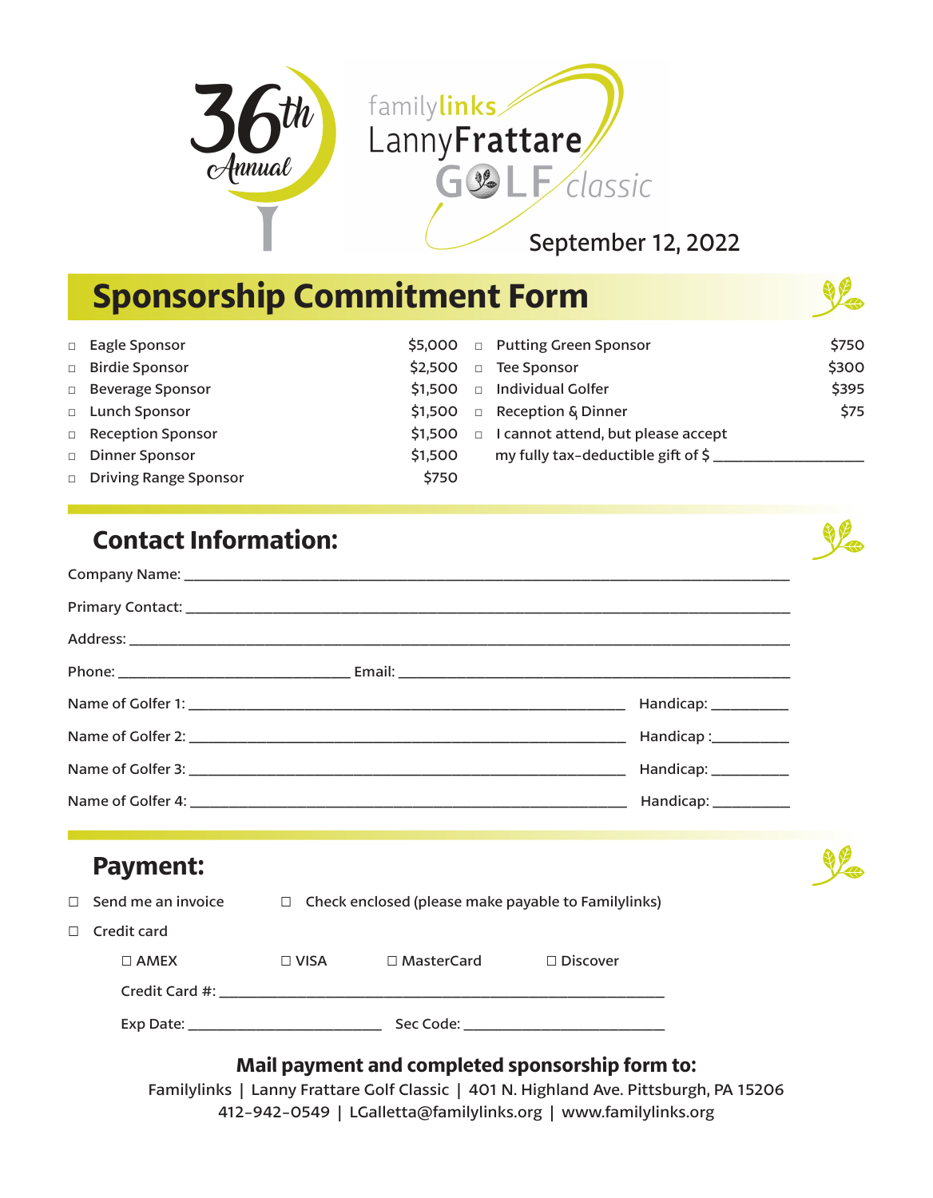36th Annual

familylinks LannyFrattare GOLF classic

September 12, 2022

# Sponsorship Commitment Form

| | | | |
|---|---|---|---|
| ☐ Eagle Sponsor | $5,000 | ☐ Putting Green Sponsor | $750 |
| ☐ Birdie Sponsor | $2,500 | ☐ Tee Sponsor | $300 |
| ☐ Beverage Sponsor | $1,500 | ☐ Individual Golfer | $395 |
| ☐ Lunch Sponsor | $1,500 | ☐ Reception & Dinner | $75 |
| ☐ Reception Sponsor | $1,500 | ☐ I cannot attend, but please accept my fully tax-deductible gift of $ __________________ | |
| ☐ Dinner Sponsor | $1,500 | | |
| ☐ Driving Range Sponsor | $750 | | |

## Contact Information:

Company Name: ______________________________________________________________

Primary Contact: ______________________________________________________________

Address: ______________________________________________________________

Phone: ____________________________ Email: ______________________________________

Name of Golfer 1: ____________________________________________ Handicap: _________

Name of Golfer 2: ____________________________________________ Handicap :_________

Name of Golfer 3: ____________________________________________ Handicap: _________

Name of Golfer 4: ____________________________________________ Handicap: _________

## Payment:

☐ Send me an invoice ☐ Check enclosed (please make payable to Familylinks)

☐ Credit card

☐ AMEX ☐ VISA ☐ MasterCard ☐ Discover

Credit Card #: ______________________________________________________

Exp Date: ________________________ Sec Code: ________________________

**Mail payment and completed sponsorship form to:**

Familylinks | Lanny Frattare Golf Classic | 401 N. Highland Ave. Pittsburgh, PA 15206

412-942-0549 | LGalletta@familylinks.org | www.familylinks.org